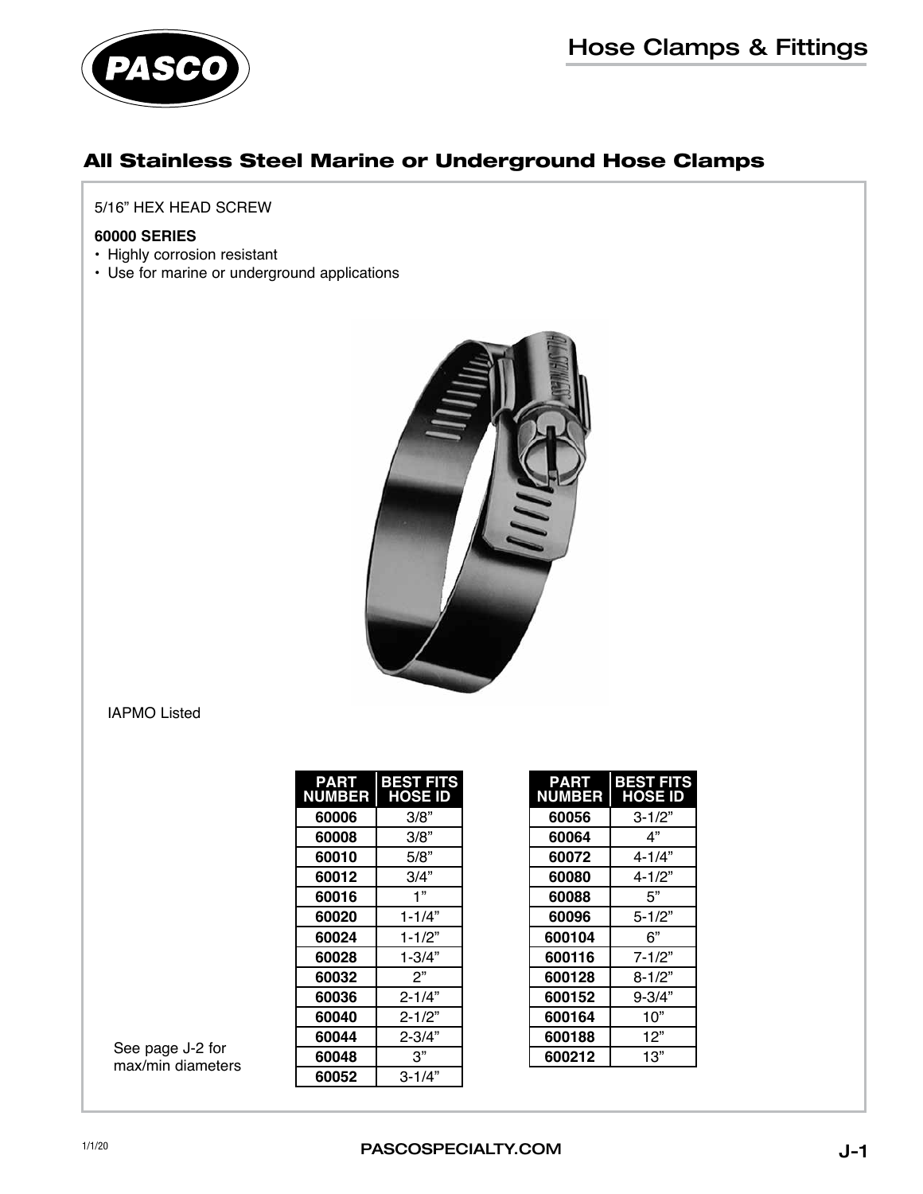# Hose Clamps & Fittings

## All Stainless Steel Marine or Underground Hose Clamps

5/16" HEX HEAD SCREW

**60000 SERIES**

- Highly corrosion resistant
- Use for marine or underground applications

IAPMO Listed

See page J-2 for max/min diameters

| PART NUMBER | BEST FITS HOSE ID |
|---|---|
| **60006** | 3/8" |
| **60008** | 3/8" |
| **60010** | 5/8" |
| **60012** | 3/4" |
| **60016** | 1" |
| **60020** | 1-1/4" |
| **60024** | 1-1/2" |
| **60028** | 1-3/4" |
| **60032** | 2" |
| **60036** | 2-1/4" |
| **60040** | 2-1/2" |
| **60044** | 2-3/4" |
| **60048** | 3" |
| **60052** | 3-1/4" |

| PART NUMBER | BEST FITS HOSE ID |
|---|---|
| **60056** | 3-1/2" |
| **60064** | 4" |
| **60072** | 4-1/4" |
| **60080** | 4-1/2" |
| **60088** | 5" |
| **60096** | 5-1/2" |
| **600104** | 6" |
| **600116** | 7-1/2" |
| **600128** | 8-1/2" |
| **600152** | 9-3/4" |
| **600164** | 10" |
| **600188** | 12" |
| **600212** | 13" |

1/1/20

PASCOSPECIALTY.COM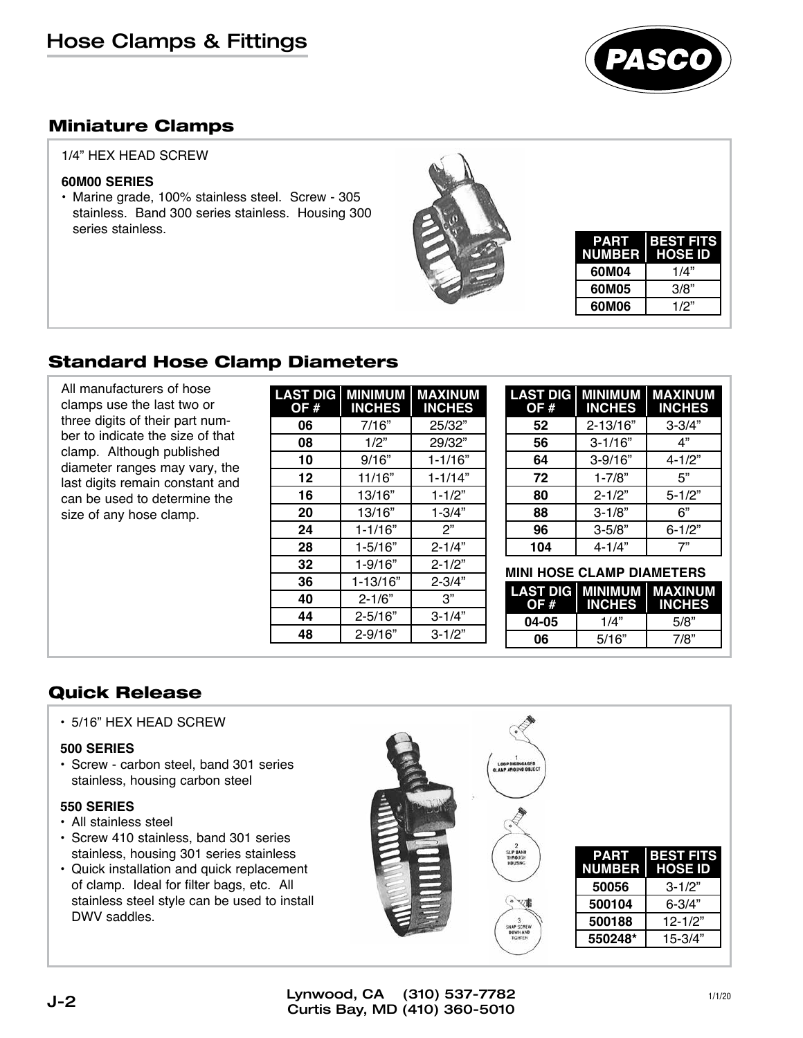# Hose Clamps & Fittings

## Miniature Clamps

1/4" HEX HEAD SCREW

**60M00 SERIES**

- Marine grade, 100% stainless steel. Screw - 305 stainless. Band 300 series stainless. Housing 300 series stainless.

| PART NUMBER | BEST FITS HOSE ID |
|---|---|
| **60M04** | 1/4" |
| **60M05** | 3/8" |
| **60M06** | 1/2" |

## Standard Hose Clamp Diameters

All manufacturers of hose clamps use the last two or three digits of their part number to indicate the size of that clamp. Although published diameter ranges may vary, the last digits remain constant and can be used to determine the size of any hose clamp.

| LAST DIG OF # | MINIMUM INCHES | MAXINUM INCHES |
|---|---|---|
| **06** | 7/16" | 25/32" |
| **08** | 1/2" | 29/32" |
| **10** | 9/16" | 1-1/16" |
| **12** | 11/16" | 1-1/14" |
| **16** | 13/16" | 1-1/2" |
| **20** | 13/16" | 1-3/4" |
| **24** | 1-1/16" | 2" |
| **28** | 1-5/16" | 2-1/4" |
| **32** | 1-9/16" | 2-1/2" |
| **36** | 1-13/16" | 2-3/4" |
| **40** | 2-1/6" | 3" |
| **44** | 2-5/16" | 3-1/4" |
| **48** | 2-9/16" | 3-1/2" |

| LAST DIG OF # | MINIMUM INCHES | MAXINUM INCHES |
|---|---|---|
| **52** | 2-13/16" | 3-3/4" |
| **56** | 3-1/16" | 4" |
| **64** | 3-9/16" | 4-1/2" |
| **72** | 1-7/8" | 5" |
| **80** | 2-1/2" | 5-1/2" |
| **88** | 3-1/8" | 6" |
| **96** | 3-5/8" | 6-1/2" |
| **104** | 4-1/4" | 7" |

**MINI HOSE CLAMP DIAMETERS**

| LAST DIG OF # | MINIMUM INCHES | MAXINUM INCHES |
|---|---|---|
| **04-05** | 1/4" | 5/8" |
| **06** | 5/16" | 7/8" |

## Quick Release

- 5/16" HEX HEAD SCREW

**500 SERIES**

- Screw - carbon steel, band 301 series stainless, housing carbon steel

**550 SERIES**

- All stainless steel
- Screw 410 stainless, band 301 series stainless, housing 301 series stainless
- Quick installation and quick replacement of clamp. Ideal for filter bags, etc. All stainless steel style can be used to install DWV saddles.

1 LOOP DISENGAGED CLAMP AROUND OBJECT

2 SLIP BAND THROUGH HOUSING

3 SNAP SCREW DOWN AND TIGHTEN

| PART NUMBER | BEST FITS HOSE ID |
|---|---|
| **50056** | 3-1/2" |
| **500104** | 6-3/4" |
| **500188** | 12-1/2" |
| **550248*** | 15-3/4" |

Lynwood, CA (310) 537-7782
Curtis Bay, MD (410) 360-5010

1/1/20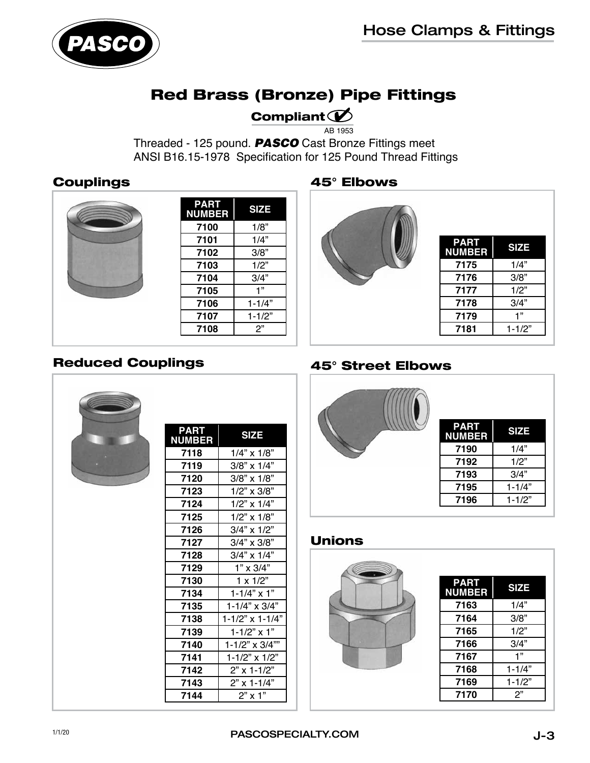# Hose Clamps & Fittings

## Red Brass (Bronze) Pipe Fittings

**Compliant** AB 1953

Threaded - 125 pound. ***PASCO*** Cast Bronze Fittings meet ANSI B16.15-1978 Specification for 125 Pound Thread Fittings

### Couplings

| PART NUMBER | SIZE |
|---|---|
| 7100 | 1/8" |
| 7101 | 1/4" |
| 7102 | 3/8" |
| 7103 | 1/2" |
| 7104 | 3/4" |
| 7105 | 1" |
| 7106 | 1-1/4" |
| 7107 | 1-1/2" |
| 7108 | 2" |

### Reduced Couplings

| PART NUMBER | SIZE |
|---|---|
| 7118 | 1/4" x 1/8" |
| 7119 | 3/8" x 1/4" |
| 7120 | 3/8" x 1/8" |
| 7123 | 1/2" x 3/8" |
| 7124 | 1/2" x 1/4" |
| 7125 | 1/2" x 1/8" |
| 7126 | 3/4" x 1/2" |
| 7127 | 3/4" x 3/8" |
| 7128 | 3/4" x 1/4" |
| 7129 | 1" x 3/4" |
| 7130 | 1 x 1/2" |
| 7134 | 1-1/4" x 1" |
| 7135 | 1-1/4" x 3/4" |
| 7138 | 1-1/2" x 1-1/4" |
| 7139 | 1-1/2" x 1" |
| 7140 | 1-1/2" x 3/4"" |
| 7141 | 1-1/2" x 1/2" |
| 7142 | 2" x 1-1/2" |
| 7143 | 2" x 1-1/4" |
| 7144 | 2" x 1" |

### 45° Elbows

| PART NUMBER | SIZE |
|---|---|
| 7175 | 1/4" |
| 7176 | 3/8" |
| 7177 | 1/2" |
| 7178 | 3/4" |
| 7179 | 1" |
| 7181 | 1-1/2" |

### 45° Street Elbows

| PART NUMBER | SIZE |
|---|---|
| 7190 | 1/4" |
| 7192 | 1/2" |
| 7193 | 3/4" |
| 7195 | 1-1/4" |
| 7196 | 1-1/2" |

### Unions

| PART NUMBER | SIZE |
|---|---|
| 7163 | 1/4" |
| 7164 | 3/8" |
| 7165 | 1/2" |
| 7166 | 3/4" |
| 7167 | 1" |
| 7168 | 1-1/4" |
| 7169 | 1-1/2" |
| 7170 | 2" |

1/1/20

PASCOSPECIALTY.COM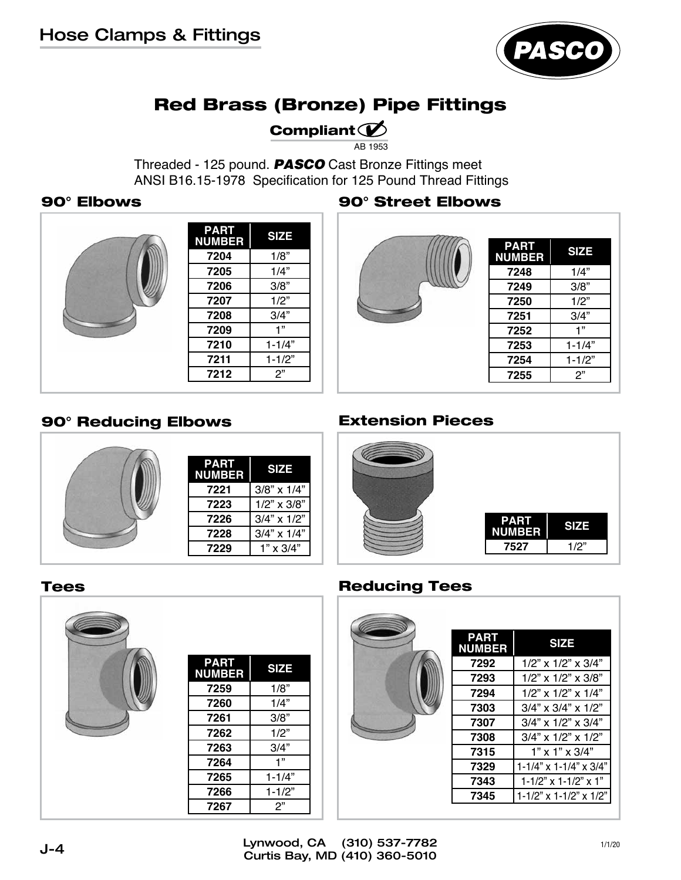# Red Brass (Bronze) Pipe Fittings

**Compliant** AB 1953

Threaded - 125 pound. ***PASCO*** Cast Bronze Fittings meet ANSI B16.15-1978 Specification for 125 Pound Thread Fittings

## 90° Elbows

| PART NUMBER | SIZE |
|---|---|
| 7204 | 1/8" |
| 7205 | 1/4" |
| 7206 | 3/8" |
| 7207 | 1/2" |
| 7208 | 3/4" |
| 7209 | 1" |
| 7210 | 1-1/4" |
| 7211 | 1-1/2" |
| 7212 | 2" |

## 90° Street Elbows

| PART NUMBER | SIZE |
|---|---|
| 7248 | 1/4" |
| 7249 | 3/8" |
| 7250 | 1/2" |
| 7251 | 3/4" |
| 7252 | 1" |
| 7253 | 1-1/4" |
| 7254 | 1-1/2" |
| 7255 | 2" |

## 90° Reducing Elbows

| PART NUMBER | SIZE |
|---|---|
| 7221 | 3/8" x 1/4" |
| 7223 | 1/2" x 3/8" |
| 7226 | 3/4" x 1/2" |
| 7228 | 3/4" x 1/4" |
| 7229 | 1" x 3/4" |

## Extension Pieces

| PART NUMBER | SIZE |
|---|---|
| 7527 | 1/2" |

## Tees

| PART NUMBER | SIZE |
|---|---|
| 7259 | 1/8" |
| 7260 | 1/4" |
| 7261 | 3/8" |
| 7262 | 1/2" |
| 7263 | 3/4" |
| 7264 | 1" |
| 7265 | 1-1/4" |
| 7266 | 1-1/2" |
| 7267 | 2" |

## Reducing Tees

| PART NUMBER | SIZE |
|---|---|
| 7292 | 1/2" x 1/2" x 3/4" |
| 7293 | 1/2" x 1/2" x 3/8" |
| 7294 | 1/2" x 1/2" x 1/4" |
| 7303 | 3/4" x 3/4" x 1/2" |
| 7307 | 3/4" x 1/2" x 3/4" |
| 7308 | 3/4" x 1/2" x 1/2" |
| 7315 | 1" x 1" x 3/4" |
| 7329 | 1-1/4" x 1-1/4" x 3/4" |
| 7343 | 1-1/2" x 1-1/2" x 1" |
| 7345 | 1-1/2" x 1-1/2" x 1/2" |

Lynwood, CA (310) 537-7782
Curtis Bay, MD (410) 360-5010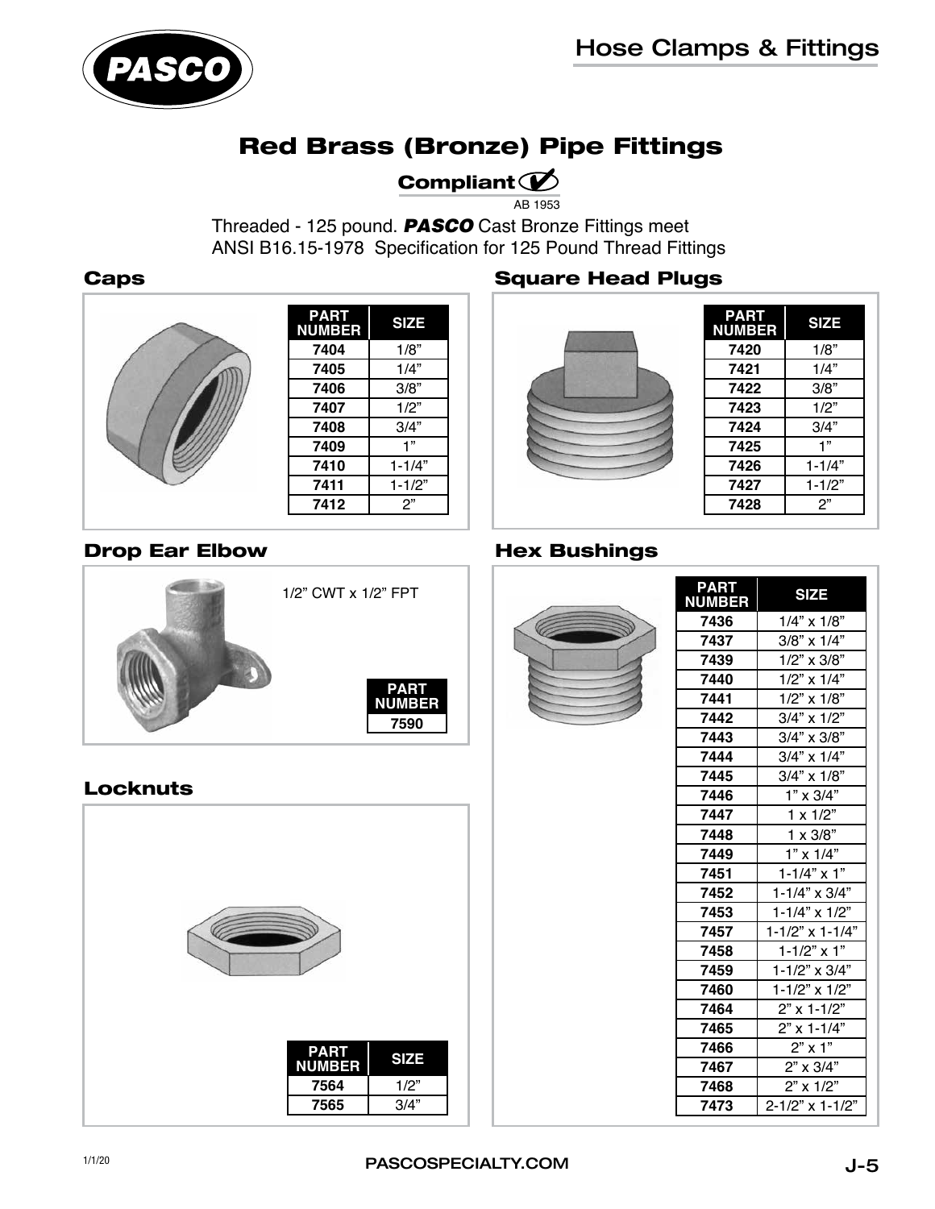# Red Brass (Bronze) Pipe Fittings

**Compliant** AB 1953

Threaded - 125 pound. ***PASCO*** Cast Bronze Fittings meet ANSI B16.15-1978 Specification for 125 Pound Thread Fittings

## Caps

| PART NUMBER | SIZE |
|---|---|
| 7404 | 1/8" |
| 7405 | 1/4" |
| 7406 | 3/8" |
| 7407 | 1/2" |
| 7408 | 3/4" |
| 7409 | 1" |
| 7410 | 1-1/4" |
| 7411 | 1-1/2" |
| 7412 | 2" |

## Drop Ear Elbow

1/2" CWT x 1/2" FPT

| PART NUMBER |
|---|
| 7590 |

## Locknuts

| PART NUMBER | SIZE |
|---|---|
| 7564 | 1/2" |
| 7565 | 3/4" |

## Square Head Plugs

| PART NUMBER | SIZE |
|---|---|
| 7420 | 1/8" |
| 7421 | 1/4" |
| 7422 | 3/8" |
| 7423 | 1/2" |
| 7424 | 3/4" |
| 7425 | 1" |
| 7426 | 1-1/4" |
| 7427 | 1-1/2" |
| 7428 | 2" |

## Hex Bushings

| PART NUMBER | SIZE |
|---|---|
| 7436 | 1/4" x 1/8" |
| 7437 | 3/8" x 1/4" |
| 7439 | 1/2" x 3/8" |
| 7440 | 1/2" x 1/4" |
| 7441 | 1/2" x 1/8" |
| 7442 | 3/4" x 1/2" |
| 7443 | 3/4" x 3/8" |
| 7444 | 3/4" x 1/4" |
| 7445 | 3/4" x 1/8" |
| 7446 | 1" x 3/4" |
| 7447 | 1 x 1/2" |
| 7448 | 1 x 3/8" |
| 7449 | 1" x 1/4" |
| 7451 | 1-1/4" x 1" |
| 7452 | 1-1/4" x 3/4" |
| 7453 | 1-1/4" x 1/2" |
| 7457 | 1-1/2" x 1-1/4" |
| 7458 | 1-1/2" x 1" |
| 7459 | 1-1/2" x 3/4" |
| 7460 | 1-1/2" x 1/2" |
| 7464 | 2" x 1-1/2" |
| 7465 | 2" x 1-1/4" |
| 7466 | 2" x 1" |
| 7467 | 2" x 3/4" |
| 7468 | 2" x 1/2" |
| 7473 | 2-1/2" x 1-1/2" |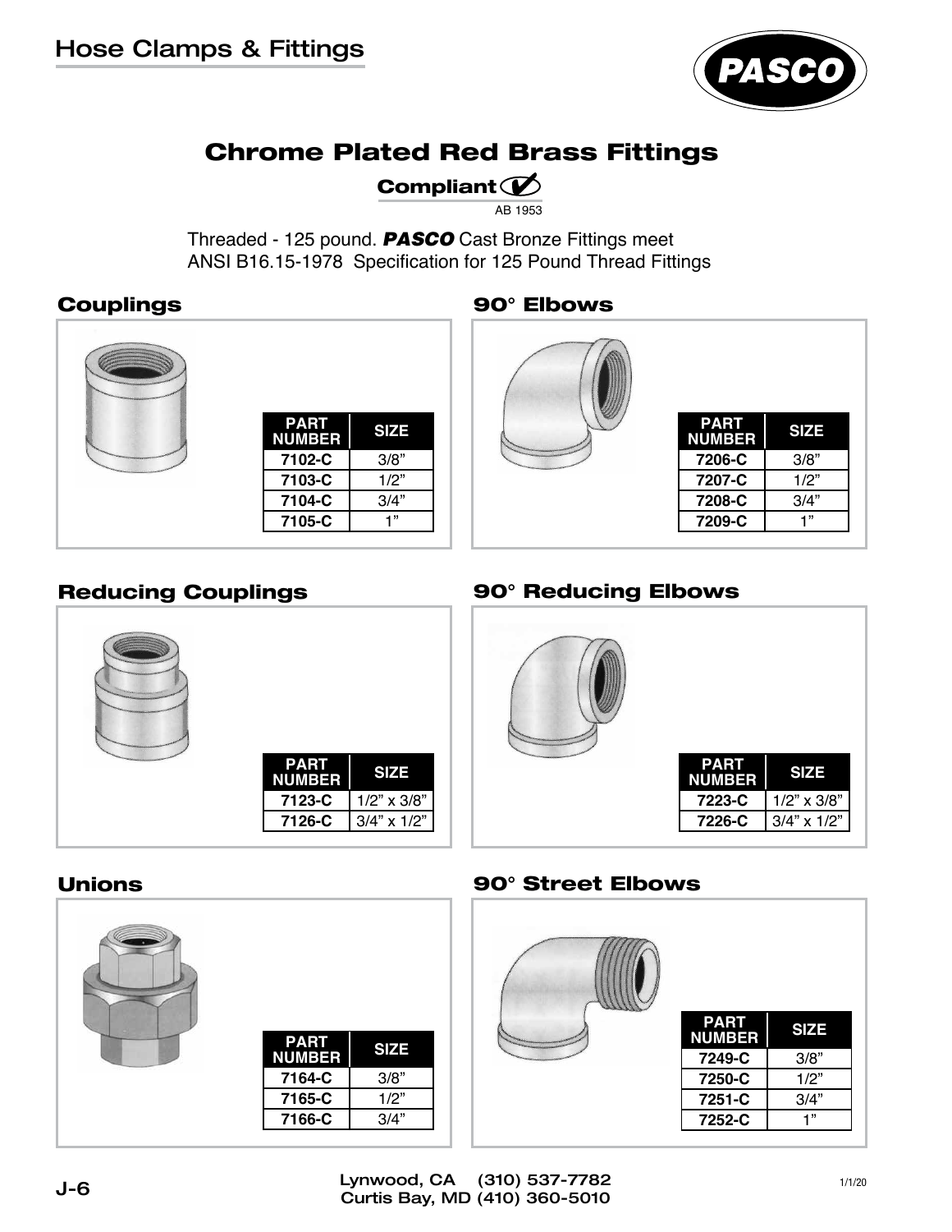## Chrome Plated Red Brass Fittings

**Compliant ✓**
AB 1953

Threaded - 125 pound. ***PASCO*** Cast Bronze Fittings meet ANSI B16.15-1978 Specification for 125 Pound Thread Fittings

### Couplings

| PART NUMBER | SIZE |
|---|---|
| 7102-C | 3/8” |
| 7103-C | 1/2” |
| 7104-C | 3/4” |
| 7105-C | 1” |

### 90° Elbows

| PART NUMBER | SIZE |
|---|---|
| 7206-C | 3/8” |
| 7207-C | 1/2” |
| 7208-C | 3/4” |
| 7209-C | 1” |

### Reducing Couplings

| PART NUMBER | SIZE |
|---|---|
| 7123-C | 1/2” x 3/8” |
| 7126-C | 3/4” x 1/2” |

### 90° Reducing Elbows

| PART NUMBER | SIZE |
|---|---|
| 7223-C | 1/2” x 3/8” |
| 7226-C | 3/4” x 1/2” |

### Unions

| PART NUMBER | SIZE |
|---|---|
| 7164-C | 3/8” |
| 7165-C | 1/2” |
| 7166-C | 3/4” |

### 90° Street Elbows

| PART NUMBER | SIZE |
|---|---|
| 7249-C | 3/8” |
| 7250-C | 1/2” |
| 7251-C | 3/4” |
| 7252-C | 1” |

Lynwood, CA (310) 537-7782
Curtis Bay, MD (410) 360-5010

1/1/20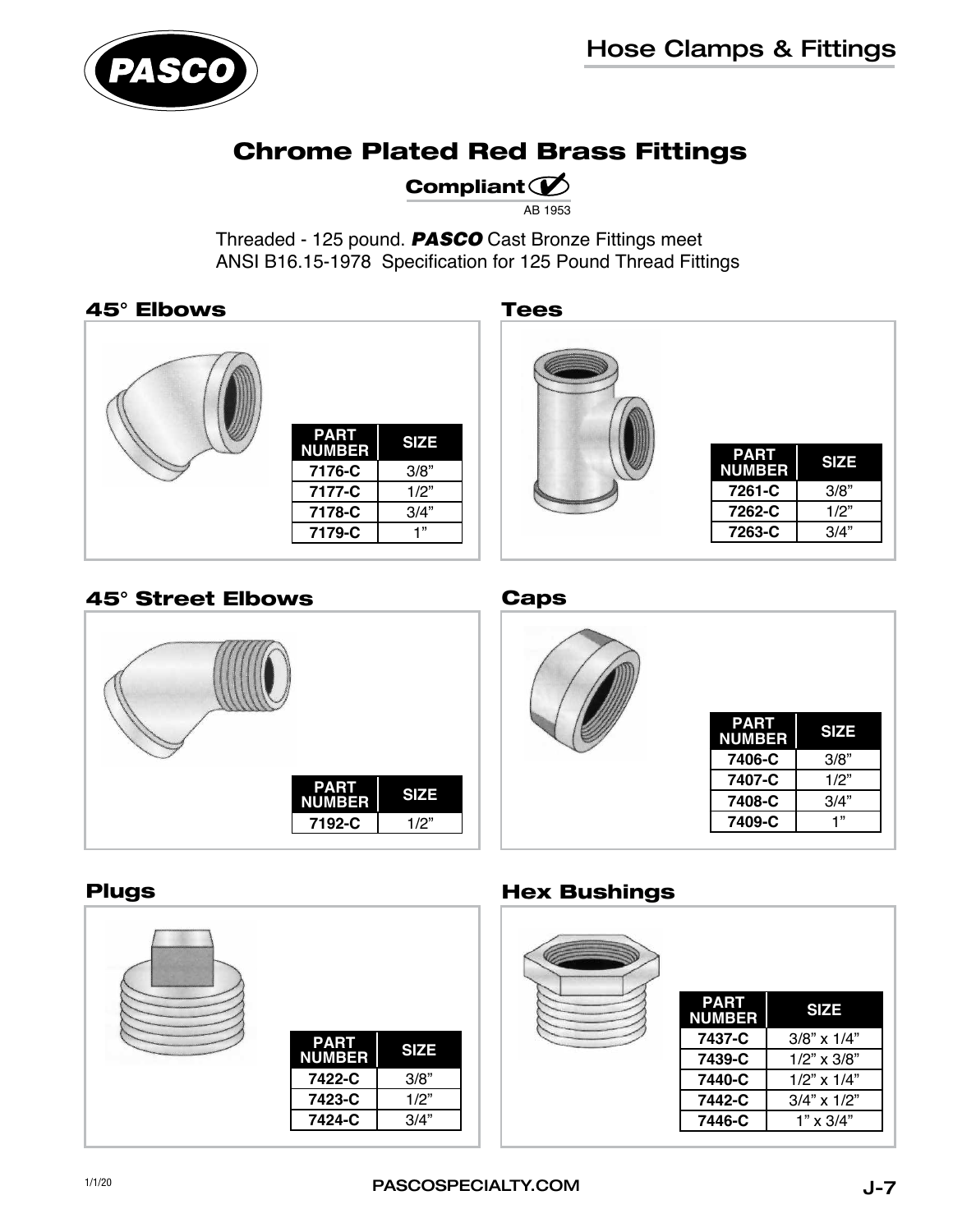# Chrome Plated Red Brass Fittings

**Compliant ✔**

AB 1953

Threaded - 125 pound. ***PASCO*** Cast Bronze Fittings meet ANSI B16.15-1978 Specification for 125 Pound Thread Fittings

## 45° Elbows

| PART NUMBER | SIZE |
|---|---|
| **7176-C** | 3/8" |
| **7177-C** | 1/2" |
| **7178-C** | 3/4" |
| **7179-C** | 1" |

## Tees

| PART NUMBER | SIZE |
|---|---|
| **7261-C** | 3/8" |
| **7262-C** | 1/2" |
| **7263-C** | 3/4" |

## 45° Street Elbows

| PART NUMBER | SIZE |
|---|---|
| **7192-C** | 1/2" |

## Caps

| PART NUMBER | SIZE |
|---|---|
| **7406-C** | 3/8" |
| **7407-C** | 1/2" |
| **7408-C** | 3/4" |
| **7409-C** | 1" |

## Plugs

| PART NUMBER | SIZE |
|---|---|
| **7422-C** | 3/8" |
| **7423-C** | 1/2" |
| **7424-C** | 3/4" |

## Hex Bushings

| PART NUMBER | SIZE |
|---|---|
| **7437-C** | 3/8" x 1/4" |
| **7439-C** | 1/2" x 3/8" |
| **7440-C** | 1/2" x 1/4" |
| **7442-C** | 3/4" x 1/2" |
| **7446-C** | 1" x 3/4" |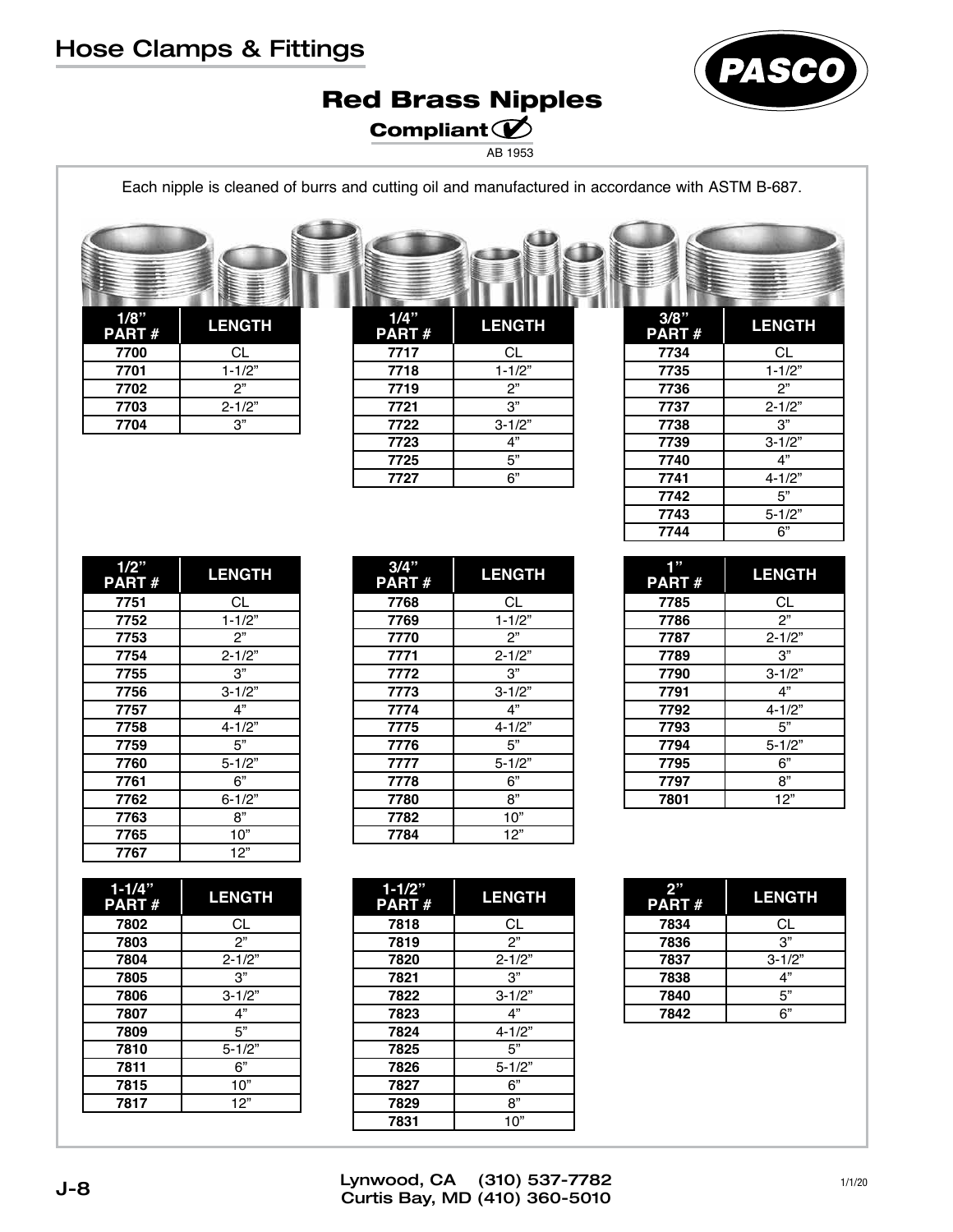# Red Brass Nipples

**Compliant** ✔

AB 1953

Each nipple is cleaned of burrs and cutting oil and manufactured in accordance with ASTM B-687.

| 1/8" PART # | LENGTH |
|---|---|
| 7700 | CL |
| 7701 | 1-1/2" |
| 7702 | 2" |
| 7703 | 2-1/2" |
| 7704 | 3" |

| 1/4" PART # | LENGTH |
|---|---|
| 7717 | CL |
| 7718 | 1-1/2" |
| 7719 | 2" |
| 7721 | 3" |
| 7722 | 3-1/2" |
| 7723 | 4" |
| 7725 | 5" |
| 7727 | 6" |

| 3/8" PART # | LENGTH |
|---|---|
| 7734 | CL |
| 7735 | 1-1/2" |
| 7736 | 2" |
| 7737 | 2-1/2" |
| 7738 | 3" |
| 7739 | 3-1/2" |
| 7740 | 4" |
| 7741 | 4-1/2" |
| 7742 | 5" |
| 7743 | 5-1/2" |
| 7744 | 6" |

| 1/2" PART # | LENGTH |
|---|---|
| 7751 | CL |
| 7752 | 1-1/2" |
| 7753 | 2" |
| 7754 | 2-1/2" |
| 7755 | 3" |
| 7756 | 3-1/2" |
| 7757 | 4" |
| 7758 | 4-1/2" |
| 7759 | 5" |
| 7760 | 5-1/2" |
| 7761 | 6" |
| 7762 | 6-1/2" |
| 7763 | 8" |
| 7765 | 10" |
| 7767 | 12" |

| 3/4" PART # | LENGTH |
|---|---|
| 7768 | CL |
| 7769 | 1-1/2" |
| 7770 | 2" |
| 7771 | 2-1/2" |
| 7772 | 3" |
| 7773 | 3-1/2" |
| 7774 | 4" |
| 7775 | 4-1/2" |
| 7776 | 5" |
| 7777 | 5-1/2" |
| 7778 | 6" |
| 7780 | 8" |
| 7782 | 10" |
| 7784 | 12" |

| 1" PART # | LENGTH |
|---|---|
| 7785 | CL |
| 7786 | 2" |
| 7787 | 2-1/2" |
| 7789 | 3" |
| 7790 | 3-1/2" |
| 7791 | 4" |
| 7792 | 4-1/2" |
| 7793 | 5" |
| 7794 | 5-1/2" |
| 7795 | 6" |
| 7797 | 8" |
| 7801 | 12" |

| 1-1/4" PART # | LENGTH |
|---|---|
| 7802 | CL |
| 7803 | 2" |
| 7804 | 2-1/2" |
| 7805 | 3" |
| 7806 | 3-1/2" |
| 7807 | 4" |
| 7809 | 5" |
| 7810 | 5-1/2" |
| 7811 | 6" |
| 7815 | 10" |
| 7817 | 12" |

| 1-1/2" PART # | LENGTH |
|---|---|
| 7818 | CL |
| 7819 | 2" |
| 7820 | 2-1/2" |
| 7821 | 3" |
| 7822 | 3-1/2" |
| 7823 | 4" |
| 7824 | 4-1/2" |
| 7825 | 5" |
| 7826 | 5-1/2" |
| 7827 | 6" |
| 7829 | 8" |
| 7831 | 10" |

| 2" PART # | LENGTH |
|---|---|
| 7834 | CL |
| 7836 | 3" |
| 7837 | 3-1/2" |
| 7838 | 4" |
| 7840 | 5" |
| 7842 | 6" |

Lynwood, CA (310) 537-7782
Curtis Bay, MD (410) 360-5010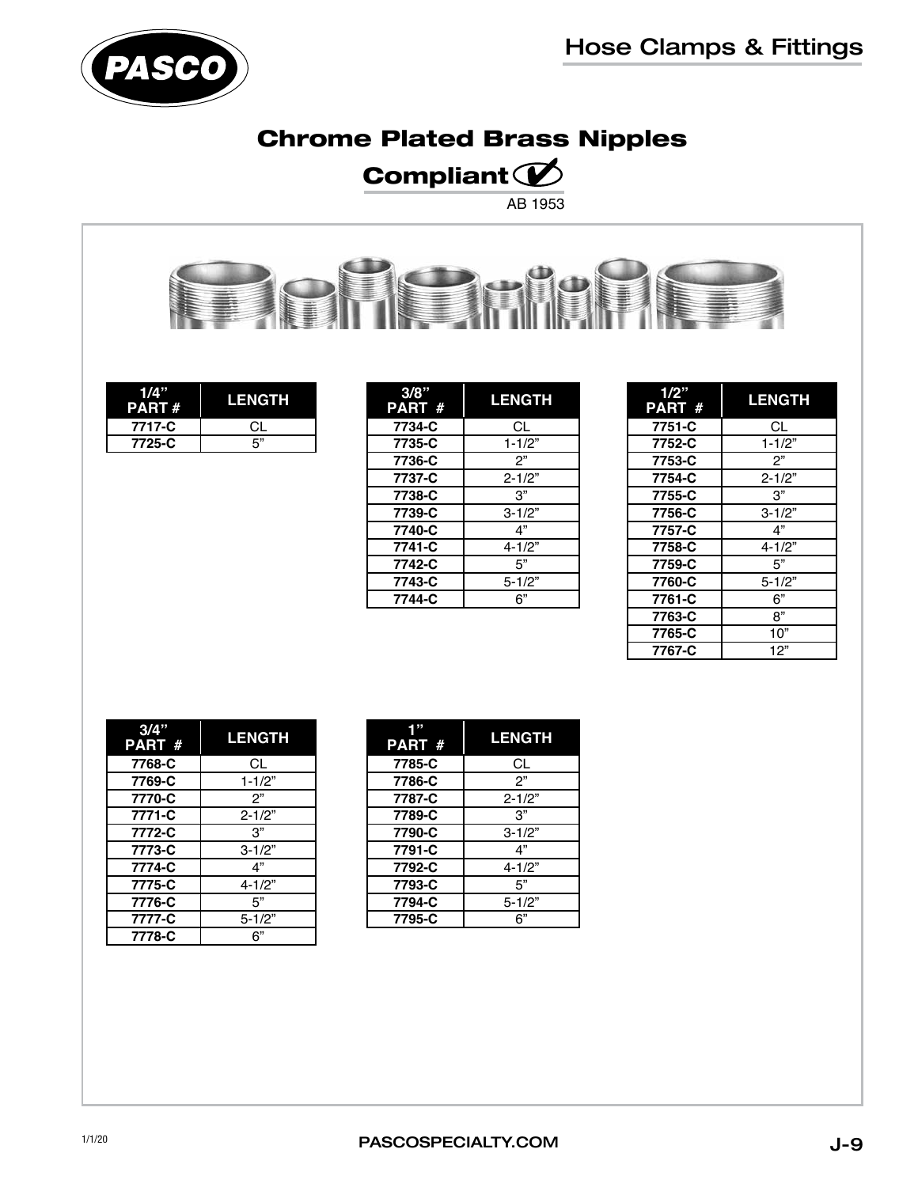# Hose Clamps & Fittings

## Chrome Plated Brass Nipples

**Compliant ✓**

AB 1953

| 1/4" PART # | LENGTH |
|---|---|
| 7717-C | CL |
| 7725-C | 5" |

| 3/8" PART # | LENGTH |
|---|---|
| 7734-C | CL |
| 7735-C | 1-1/2" |
| 7736-C | 2" |
| 7737-C | 2-1/2" |
| 7738-C | 3" |
| 7739-C | 3-1/2" |
| 7740-C | 4" |
| 7741-C | 4-1/2" |
| 7742-C | 5" |
| 7743-C | 5-1/2" |
| 7744-C | 6" |

| 1/2" PART # | LENGTH |
|---|---|
| 7751-C | CL |
| 7752-C | 1-1/2" |
| 7753-C | 2" |
| 7754-C | 2-1/2" |
| 7755-C | 3" |
| 7756-C | 3-1/2" |
| 7757-C | 4" |
| 7758-C | 4-1/2" |
| 7759-C | 5" |
| 7760-C | 5-1/2" |
| 7761-C | 6" |
| 7763-C | 8" |
| 7765-C | 10" |
| 7767-C | 12" |

| 3/4" PART # | LENGTH |
|---|---|
| 7768-C | CL |
| 7769-C | 1-1/2" |
| 7770-C | 2" |
| 7771-C | 2-1/2" |
| 7772-C | 3" |
| 7773-C | 3-1/2" |
| 7774-C | 4" |
| 7775-C | 4-1/2" |
| 7776-C | 5" |
| 7777-C | 5-1/2" |
| 7778-C | 6" |

| 1" PART # | LENGTH |
|---|---|
| 7785-C | CL |
| 7786-C | 2" |
| 7787-C | 2-1/2" |
| 7789-C | 3" |
| 7790-C | 3-1/2" |
| 7791-C | 4" |
| 7792-C | 4-1/2" |
| 7793-C | 5" |
| 7794-C | 5-1/2" |
| 7795-C | 6" |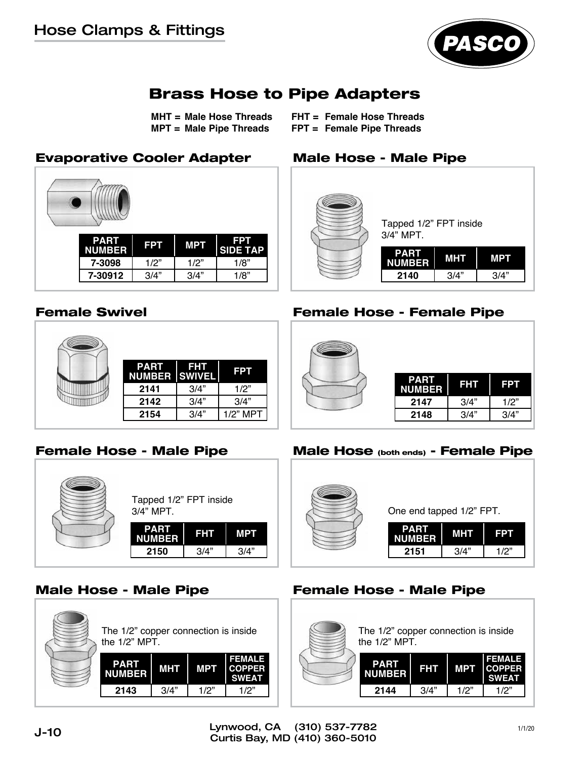# Brass Hose to Pipe Adapters

**MHT = Male Hose Threads**
**MPT = Male Pipe Threads**
**FHT = Female Hose Threads**
**FPT = Female Pipe Threads**

## Evaporative Cooler Adapter

| PART NUMBER | FPT | MPT | FPT SIDE TAP |
|---|---|---|---|
| 7-3098 | 1/2" | 1/2" | 1/8" |
| 7-30912 | 3/4" | 3/4" | 1/8" |

## Male Hose - Male Pipe

Tapped 1/2" FPT inside 3/4" MPT.

| PART NUMBER | MHT | MPT |
|---|---|---|
| 2140 | 3/4" | 3/4" |

## Female Swivel

| PART NUMBER | FHT SWIVEL | FPT |
|---|---|---|
| 2141 | 3/4" | 1/2" |
| 2142 | 3/4" | 3/4" |
| 2154 | 3/4" | 1/2" MPT |

## Female Hose - Female Pipe

| PART NUMBER | FHT | FPT |
|---|---|---|
| 2147 | 3/4" | 1/2" |
| 2148 | 3/4" | 3/4" |

## Female Hose - Male Pipe

Tapped 1/2" FPT inside 3/4" MPT.

| PART NUMBER | FHT | MPT |
|---|---|---|
| 2150 | 3/4" | 3/4" |

## Male Hose (both ends) - Female Pipe

One end tapped 1/2" FPT.

| PART NUMBER | MHT | FPT |
|---|---|---|
| 2151 | 3/4" | 1/2" |

## Male Hose - Male Pipe

The 1/2" copper connection is inside the 1/2" MPT.

| PART NUMBER | MHT | MPT | FEMALE COPPER SWEAT |
|---|---|---|---|
| 2143 | 3/4" | 1/2" | 1/2" |

## Female Hose - Male Pipe

The 1/2" copper connection is inside the 1/2" MPT.

| PART NUMBER | FHT | MPT | FEMALE COPPER SWEAT |
|---|---|---|---|
| 2144 | 3/4" | 1/2" | 1/2" |

Lynwood, CA (310) 537-7782
Curtis Bay, MD (410) 360-5010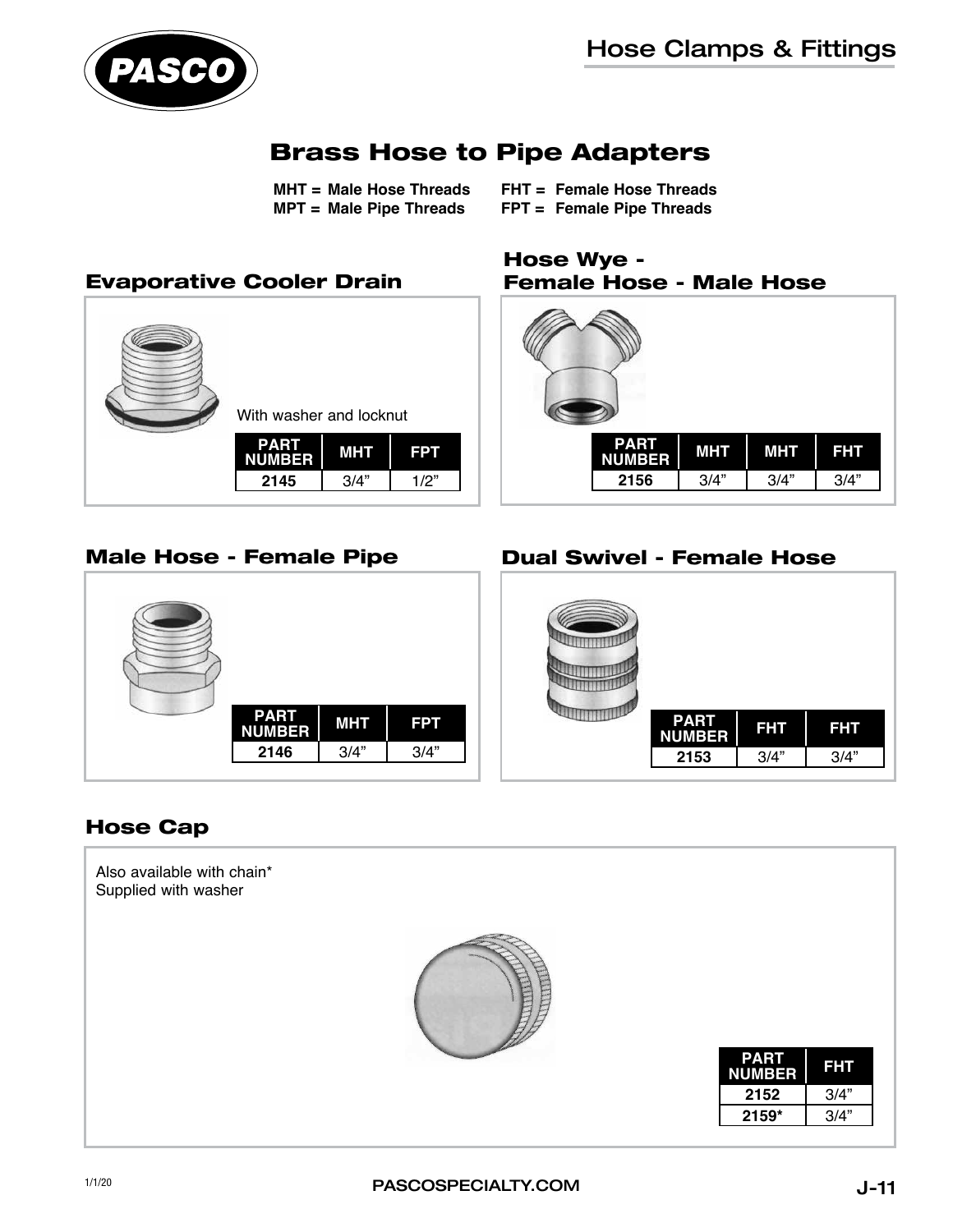# Brass Hose to Pipe Adapters

**MHT = Male Hose Threads** **FHT = Female Hose Threads**
**MPT = Male Pipe Threads** **FPT = Female Pipe Threads**

## Evaporative Cooler Drain

With washer and locknut

| PART NUMBER | MHT | FPT |
|---|---|---|
| **2145** | 3/4" | 1/2" |

## Hose Wye - Female Hose - Male Hose

| PART NUMBER | MHT | MHT | FHT |
|---|---|---|---|
| **2156** | 3/4" | 3/4" | 3/4" |

## Male Hose - Female Pipe

| PART NUMBER | MHT | FPT |
|---|---|---|
| **2146** | 3/4" | 3/4" |

## Dual Swivel - Female Hose

| PART NUMBER | FHT | FHT |
|---|---|---|
| **2153** | 3/4" | 3/4" |

## Hose Cap

Also available with chain*
Supplied with washer

| PART NUMBER | FHT |
|---|---|
| **2152** | 3/4" |
| **2159*** | 3/4" |

1/1/20

PASCOSPECIALTY.COM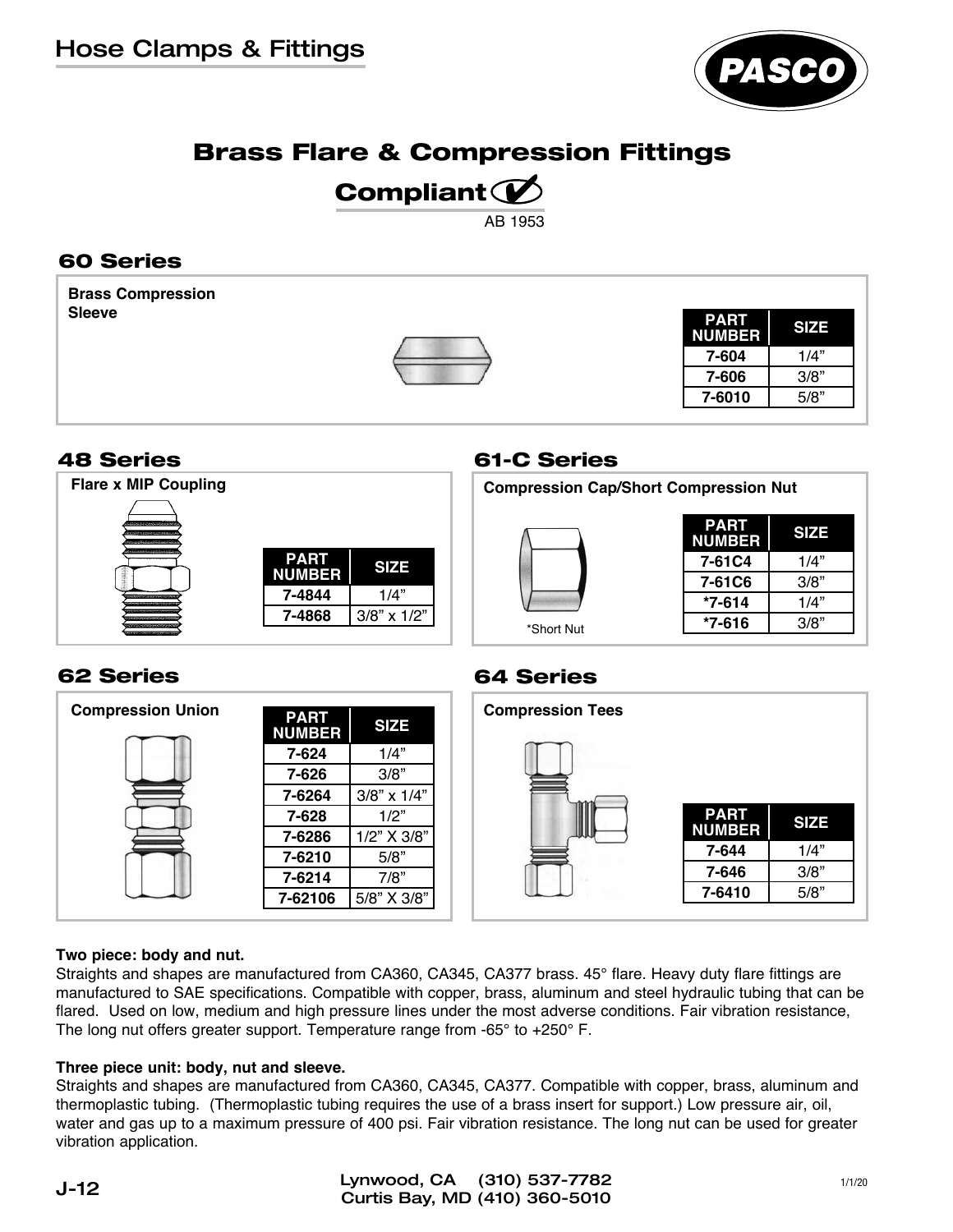# Hose Clamps & Fittings

PASCO

## Brass Flare & Compression Fittings

**Compliant ✔**
AB 1953

### 60 Series

**Brass Compression Sleeve**

| PART NUMBER | SIZE |
|---|---|
| 7-604 | 1/4” |
| 7-606 | 3/8” |
| 7-6010 | 5/8” |

### 48 Series

**Flare x MIP Coupling**

| PART NUMBER | SIZE |
|---|---|
| 7-4844 | 1/4” |
| 7-4868 | 3/8” x 1/2” |

### 61-C Series

**Compression Cap/Short Compression Nut**

| PART NUMBER | SIZE |
|---|---|
| 7-61C4 | 1/4” |
| 7-61C6 | 3/8” |
| *7-614 | 1/4” |
| *7-616 | 3/8” |

*Short Nut

### 62 Series

**Compression Union**

| PART NUMBER | SIZE |
|---|---|
| 7-624 | 1/4” |
| 7-626 | 3/8” |
| 7-6264 | 3/8” x 1/4” |
| 7-628 | 1/2” |
| 7-6286 | 1/2” X 3/8” |
| 7-6210 | 5/8” |
| 7-6214 | 7/8” |
| 7-62106 | 5/8” X 3/8” |

### 64 Series

**Compression Tees**

| PART NUMBER | SIZE |
|---|---|
| 7-644 | 1/4” |
| 7-646 | 3/8” |
| 7-6410 | 5/8” |

**Two piece: body and nut.**
Straights and shapes are manufactured from CA360, CA345, CA377 brass. 45° flare. Heavy duty flare fittings are manufactured to SAE specifications. Compatible with copper, brass, aluminum and steel hydraulic tubing that can be flared. Used on low, medium and high pressure lines under the most adverse conditions. Fair vibration resistance, The long nut offers greater support. Temperature range from -65° to +250° F.

**Three piece unit: body, nut and sleeve.**
Straights and shapes are manufactured from CA360, CA345, CA377. Compatible with copper, brass, aluminum and thermoplastic tubing. (Thermoplastic tubing requires the use of a brass insert for support.) Low pressure air, oil, water and gas up to a maximum pressure of 400 psi. Fair vibration resistance. The long nut can be used for greater vibration application.

Lynwood, CA (310) 537-7782
Curtis Bay, MD (410) 360-5010

1/1/20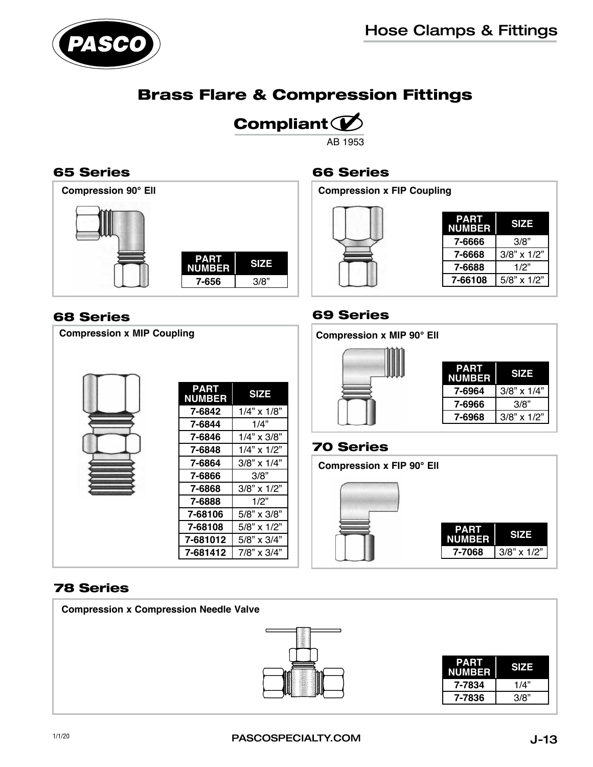# Hose Clamps & Fittings

## Brass Flare & Compression Fittings

**Compliant** AB 1953

### 65 Series

**Compression 90° Ell**

| PART NUMBER | SIZE |
|---|---|
| 7-656 | 3/8" |

### 66 Series

**Compression x FIP Coupling**

| PART NUMBER | SIZE |
|---|---|
| 7-6666 | 3/8" |
| 7-6668 | 3/8" x 1/2" |
| 7-6688 | 1/2" |
| 7-66108 | 5/8" x 1/2" |

### 68 Series

**Compression x MIP Coupling**

| PART NUMBER | SIZE |
|---|---|
| 7-6842 | 1/4" x 1/8" |
| 7-6844 | 1/4" |
| 7-6846 | 1/4" x 3/8" |
| 7-6848 | 1/4" x 1/2" |
| 7-6864 | 3/8" x 1/4" |
| 7-6866 | 3/8" |
| 7-6868 | 3/8" x 1/2" |
| 7-6888 | 1/2" |
| 7-68106 | 5/8" x 3/8" |
| 7-68108 | 5/8" x 1/2" |
| 7-681012 | 5/8" x 3/4" |
| 7-681412 | 7/8" x 3/4" |

### 69 Series

**Compression x MIP 90° Ell**

| PART NUMBER | SIZE |
|---|---|
| 7-6964 | 3/8" x 1/4" |
| 7-6966 | 3/8" |
| 7-6968 | 3/8" x 1/2" |

### 70 Series

**Compression x FIP 90° Ell**

| PART NUMBER | SIZE |
|---|---|
| 7-7068 | 3/8" x 1/2" |

### 78 Series

**Compression x Compression Needle Valve**

| PART NUMBER | SIZE |
|---|---|
| 7-7834 | 1/4" |
| 7-7836 | 3/8" |

1/1/20

PASCOSPECIALTY.COM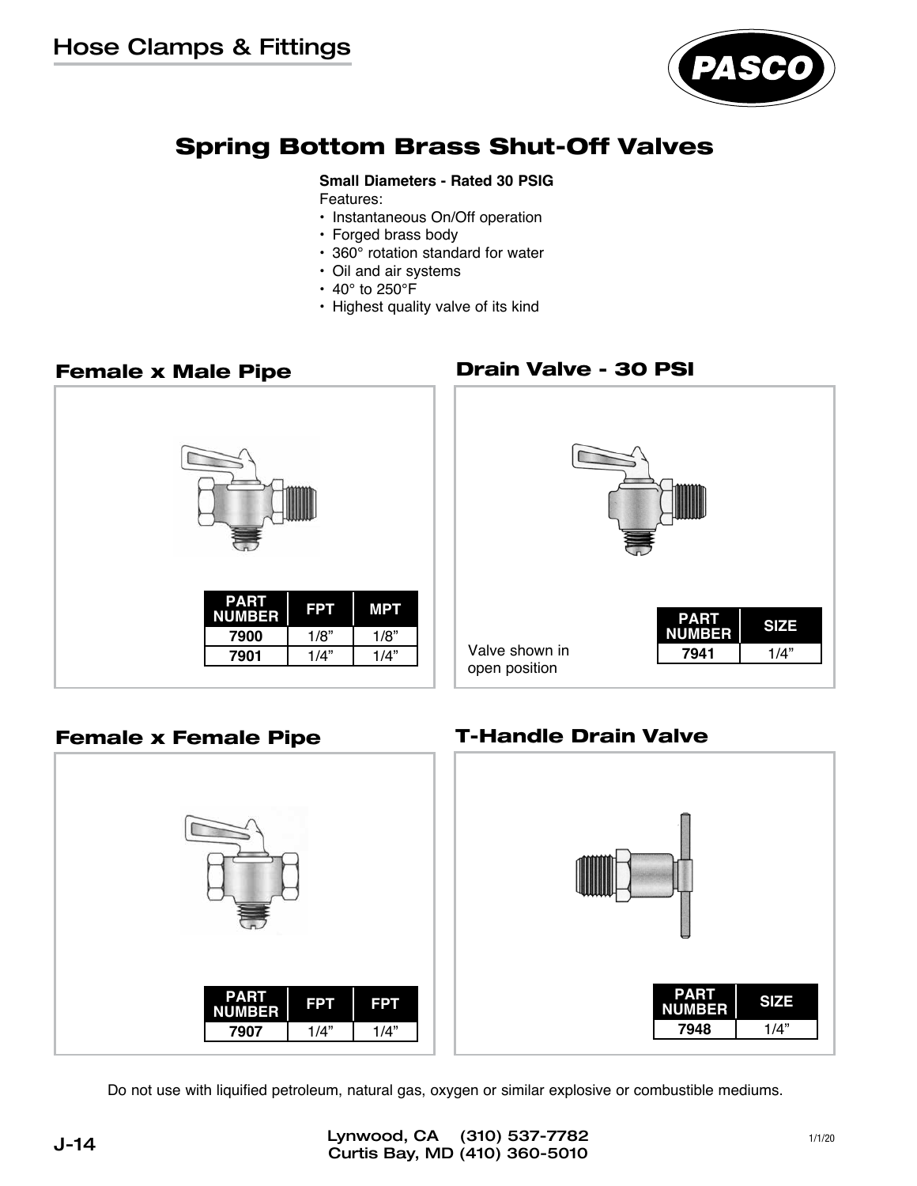# Spring Bottom Brass Shut-Off Valves

**Small Diameters - Rated 30 PSIG**

Features:

- Instantaneous On/Off operation
- Forged brass body
- 360° rotation standard for water
- Oil and air systems
- 40° to 250°F
- Highest quality valve of its kind

## Female x Male Pipe

| PART NUMBER | FPT | MPT |
|---|---|---|
| **7900** | 1/8" | 1/8" |
| **7901** | 1/4" | 1/4" |

## Drain Valve - 30 PSI

Valve shown in open position

| PART NUMBER | SIZE |
|---|---|
| **7941** | 1/4" |

## Female x Female Pipe

| PART NUMBER | FPT | FPT |
|---|---|---|
| **7907** | 1/4" | 1/4" |

## T-Handle Drain Valve

| PART NUMBER | SIZE |
|---|---|
| **7948** | 1/4" |

Do not use with liquified petroleum, natural gas, oxygen or similar explosive or combustible mediums.

Lynwood, CA (310) 537-7782
Curtis Bay, MD (410) 360-5010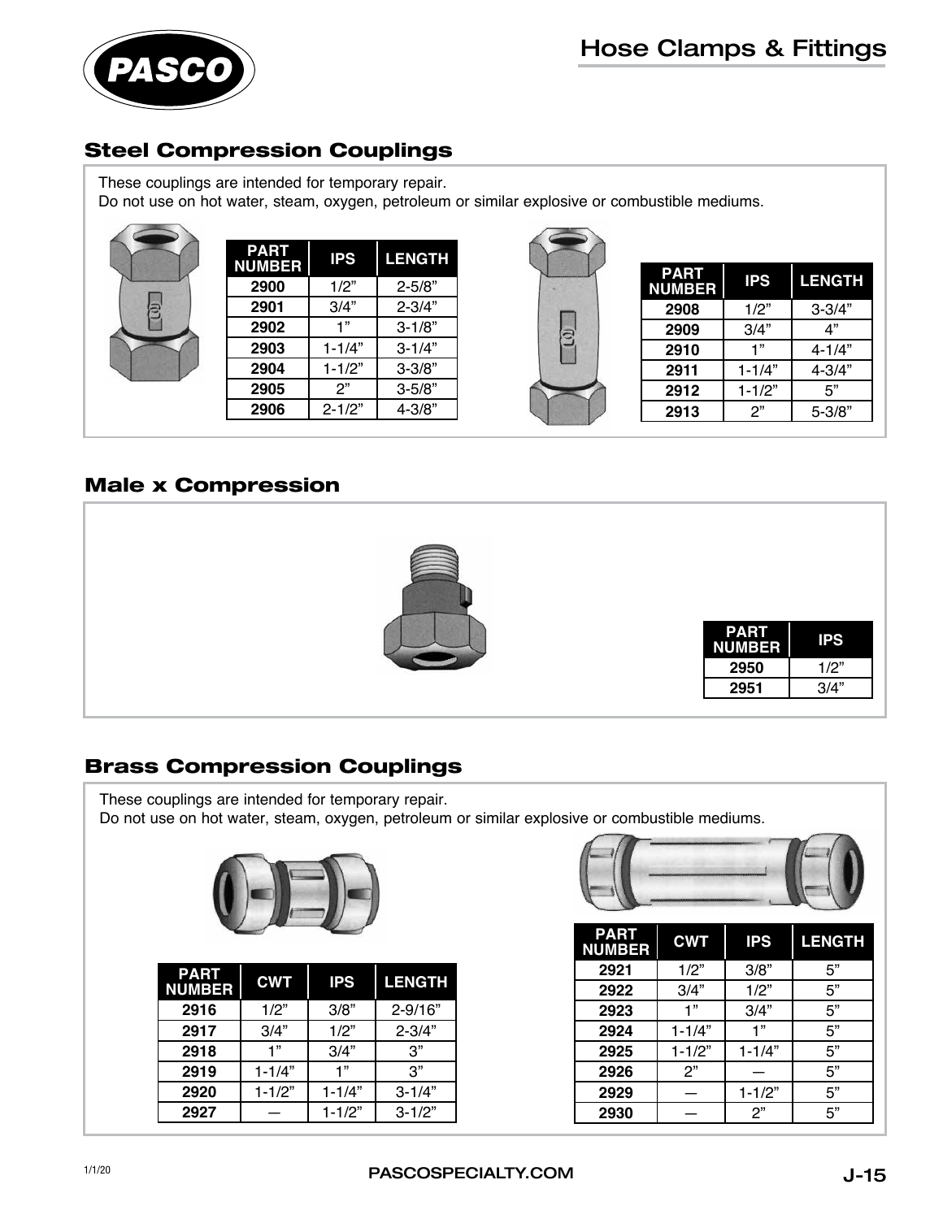# Hose Clamps & Fittings

## Steel Compression Couplings

These couplings are intended for temporary repair.
Do not use on hot water, steam, oxygen, petroleum or similar explosive or combustible mediums.

| PART NUMBER | IPS | LENGTH |
|---|---|---|
| 2900 | 1/2" | 2-5/8" |
| 2901 | 3/4" | 2-3/4" |
| 2902 | 1" | 3-1/8" |
| 2903 | 1-1/4" | 3-1/4" |
| 2904 | 1-1/2" | 3-3/8" |
| 2905 | 2" | 3-5/8" |
| 2906 | 2-1/2" | 4-3/8" |

| PART NUMBER | IPS | LENGTH |
|---|---|---|
| 2908 | 1/2" | 3-3/4" |
| 2909 | 3/4" | 4" |
| 2910 | 1" | 4-1/4" |
| 2911 | 1-1/4" | 4-3/4" |
| 2912 | 1-1/2" | 5" |
| 2913 | 2" | 5-3/8" |

## Male x Compression

| PART NUMBER | IPS |
|---|---|
| 2950 | 1/2" |
| 2951 | 3/4" |

## Brass Compression Couplings

These couplings are intended for temporary repair.
Do not use on hot water, steam, oxygen, petroleum or similar explosive or combustible mediums.

| PART NUMBER | CWT | IPS | LENGTH |
|---|---|---|---|
| 2916 | 1/2" | 3/8" | 2-9/16" |
| 2917 | 3/4" | 1/2" | 2-3/4" |
| 2918 | 1" | 3/4" | 3" |
| 2919 | 1-1/4" | 1" | 3" |
| 2920 | 1-1/2" | 1-1/4" | 3-1/4" |
| 2927 | — | 1-1/2" | 3-1/2" |

| PART NUMBER | CWT | IPS | LENGTH |
|---|---|---|---|
| 2921 | 1/2" | 3/8" | 5" |
| 2922 | 3/4" | 1/2" | 5" |
| 2923 | 1" | 3/4" | 5" |
| 2924 | 1-1/4" | 1" | 5" |
| 2925 | 1-1/2" | 1-1/4" | 5" |
| 2926 | 2" | — | 5" |
| 2929 | — | 1-1/2" | 5" |
| 2930 | — | 2" | 5" |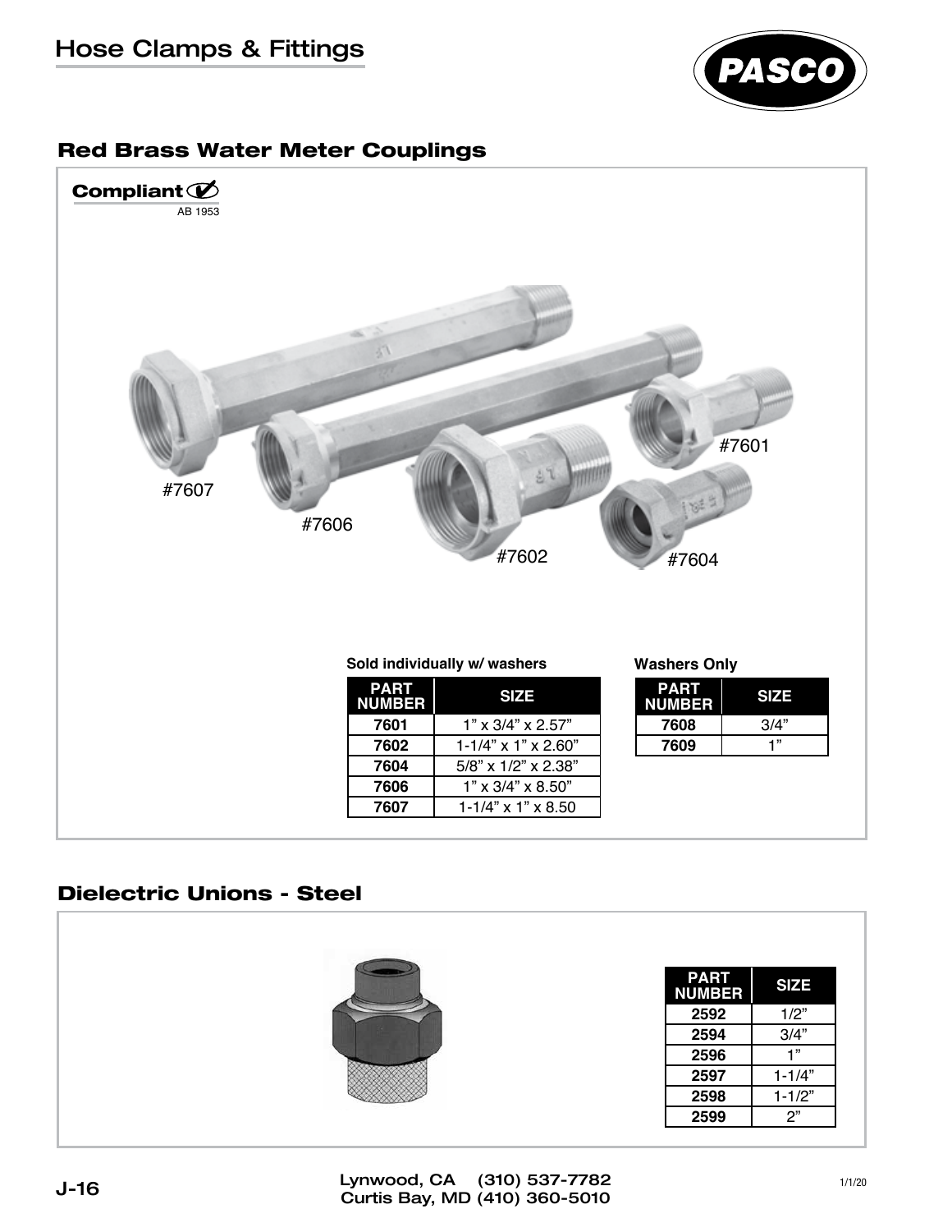# Hose Clamps & Fittings

## Red Brass Water Meter Couplings

**Compliant** AB 1953

#7607 #7606 #7602 #7601 #7604

**Sold individually w/ washers**

| PART NUMBER | SIZE |
|---|---|
| **7601** | 1" x 3/4" x 2.57" |
| **7602** | 1-1/4" x 1" x 2.60" |
| **7604** | 5/8" x 1/2" x 2.38" |
| **7606** | 1" x 3/4" x 8.50" |
| **7607** | 1-1/4" x 1" x 8.50 |

**Washers Only**

| PART NUMBER | SIZE |
|---|---|
| **7608** | 3/4" |
| **7609** | 1" |

## Dielectric Unions - Steel

| PART NUMBER | SIZE |
|---|---|
| **2592** | 1/2" |
| **2594** | 3/4" |
| **2596** | 1" |
| **2597** | 1-1/4" |
| **2598** | 1-1/2" |
| **2599** | 2" |

Lynwood, CA (310) 537-7782
Curtis Bay, MD (410) 360-5010

1/1/20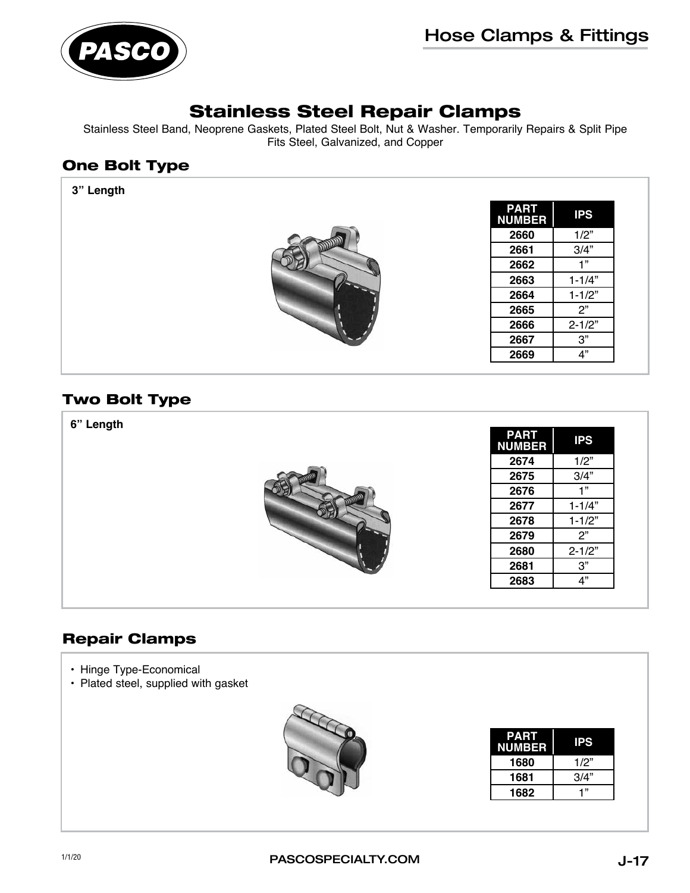# Stainless Steel Repair Clamps

Stainless Steel Band, Neoprene Gaskets, Plated Steel Bolt, Nut & Washer. Temporarily Repairs & Split Pipe
Fits Steel, Galvanized, and Copper

## One Bolt Type

**3" Length**

| PART NUMBER | IPS |
|---|---|
| 2660 | 1/2" |
| 2661 | 3/4" |
| 2662 | 1" |
| 2663 | 1-1/4" |
| 2664 | 1-1/2" |
| 2665 | 2" |
| 2666 | 2-1/2" |
| 2667 | 3" |
| 2669 | 4" |

## Two Bolt Type

**6" Length**

| PART NUMBER | IPS |
|---|---|
| 2674 | 1/2" |
| 2675 | 3/4" |
| 2676 | 1" |
| 2677 | 1-1/4" |
| 2678 | 1-1/2" |
| 2679 | 2" |
| 2680 | 2-1/2" |
| 2681 | 3" |
| 2683 | 4" |

## Repair Clamps

- Hinge Type-Economical
- Plated steel, supplied with gasket

| PART NUMBER | IPS |
|---|---|
| 1680 | 1/2" |
| 1681 | 3/4" |
| 1682 | 1" |

1/1/20